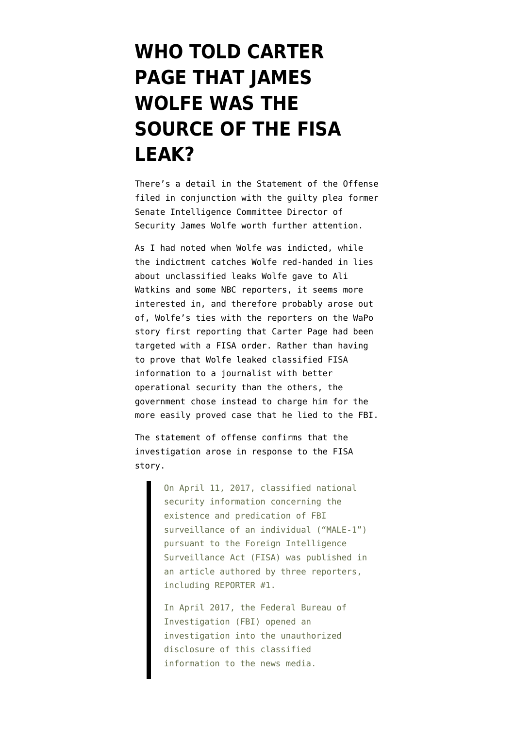# WHO TOLD CARTER PAGE THAT JAMES WOLFE WAS THE SOURCE OF THE FISA LEAK?

There's a detail in the Statement of the Offense filed in conjunction with the guilty plea former Senate Intelligence Committee Director of Security James Wolfe worth further attention.

As I had noted when Wolfe was indicted, while the indictment catches Wolfe red-handed in lies about unclassified leaks Wolfe gave to Ali Watkins and some NBC reporters, it seems more interested in, and therefore probably arose out of, Wolfe's ties with the reporters on the WaPo story first reporting that Carter Page had been targeted with a FISA order. Rather than having to prove that Wolfe leaked classified FISA information to a journalist with better operational security than the others, the government chose instead to charge him for the more easily proved case that he lied to the FBI.

The statement of offense confirms that the investigation arose in response to the FISA story.

> On April 11, 2017, classified national security information concerning the existence and predication of FBI surveillance of an individual ("MALE-1") pursuant to the Foreign Intelligence Surveillance Act (FISA) was published in an article authored by three reporters, including REPORTER #1.
>
> In April 2017, the Federal Bureau of Investigation (FBI) opened an investigation into the unauthorized disclosure of this classified information to the news media.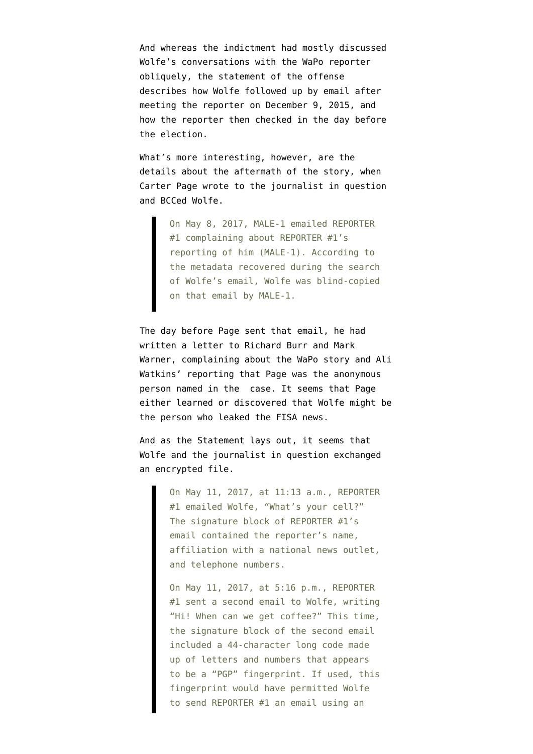And whereas the indictment had mostly discussed Wolfe's conversations with the WaPo reporter obliquely, the statement of the offense describes how Wolfe followed up by email after meeting the reporter on December 9, 2015, and how the reporter then checked in the day before the election.

What's more interesting, however, are the details about the aftermath of the story, when Carter Page wrote to the journalist in question and BCCed Wolfe.

> On May 8, 2017, MALE-1 emailed REPORTER #1 complaining about REPORTER #1's reporting of him (MALE-1). According to the metadata recovered during the search of Wolfe's email, Wolfe was blind-copied on that email by MALE-1.

The day before Page sent that email, he had written a letter to Richard Burr and Mark Warner, complaining about the WaPo story and Ali Watkins' reporting that Page was the anonymous person named in the  case. It seems that Page either learned or discovered that Wolfe might be the person who leaked the FISA news.

And as the Statement lays out, it seems that Wolfe and the journalist in question exchanged an encrypted file.

> On May 11, 2017, at 11:13 a.m., REPORTER #1 emailed Wolfe, "What's your cell?" The signature block of REPORTER #1's email contained the reporter's name, affiliation with a national news outlet, and telephone numbers.
>
> On May 11, 2017, at 5:16 p.m., REPORTER #1 sent a second email to Wolfe, writing "Hi! When can we get coffee?" This time, the signature block of the second email included a 44-character long code made up of letters and numbers that appears to be a "PGP" fingerprint. If used, this fingerprint would have permitted Wolfe to send REPORTER #1 an email using an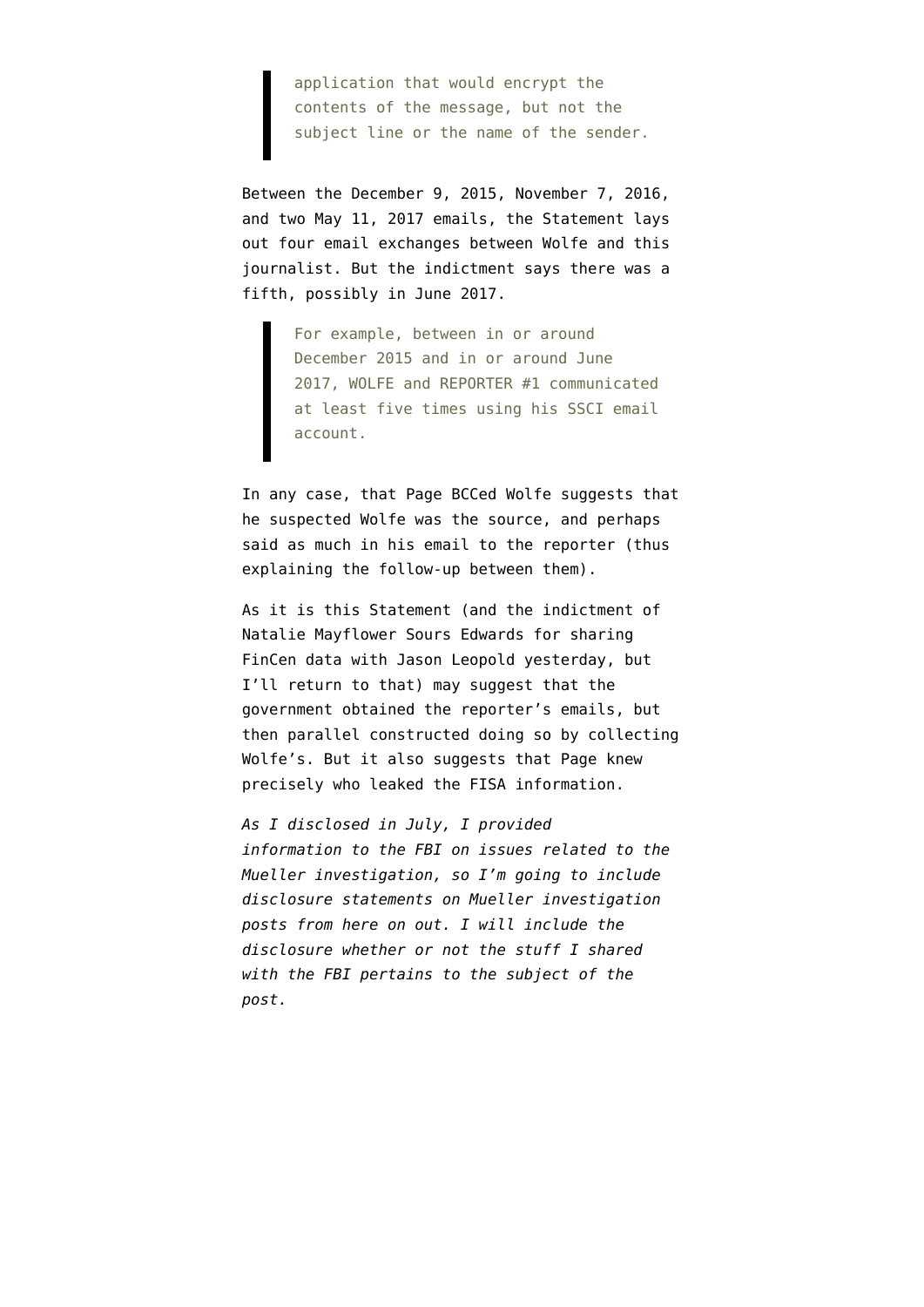> application that would encrypt the contents of the message, but not the subject line or the name of the sender.

Between the December 9, 2015, November 7, 2016, and two May 11, 2017 emails, the Statement lays out four email exchanges between Wolfe and this journalist. But the indictment says there was a fifth, possibly in June 2017.

> For example, between in or around December 2015 and in or around June 2017, WOLFE and REPORTER #1 communicated at least five times using his SSCI email account.

In any case, that Page BCCed Wolfe suggests that he suspected Wolfe was the source, and perhaps said as much in his email to the reporter (thus explaining the follow-up between them).

As it is this Statement (and the indictment of Natalie Mayflower Sours Edwards for sharing FinCen data with Jason Leopold yesterday, but I'll return to that) may suggest that the government obtained the reporter's emails, but then parallel constructed doing so by collecting Wolfe's. But it also suggests that Page knew precisely who leaked the FISA information.

*As I disclosed in July, I provided information to the FBI on issues related to the Mueller investigation, so I'm going to include disclosure statements on Mueller investigation posts from here on out. I will include the disclosure whether or not the stuff I shared with the FBI pertains to the subject of the post.*